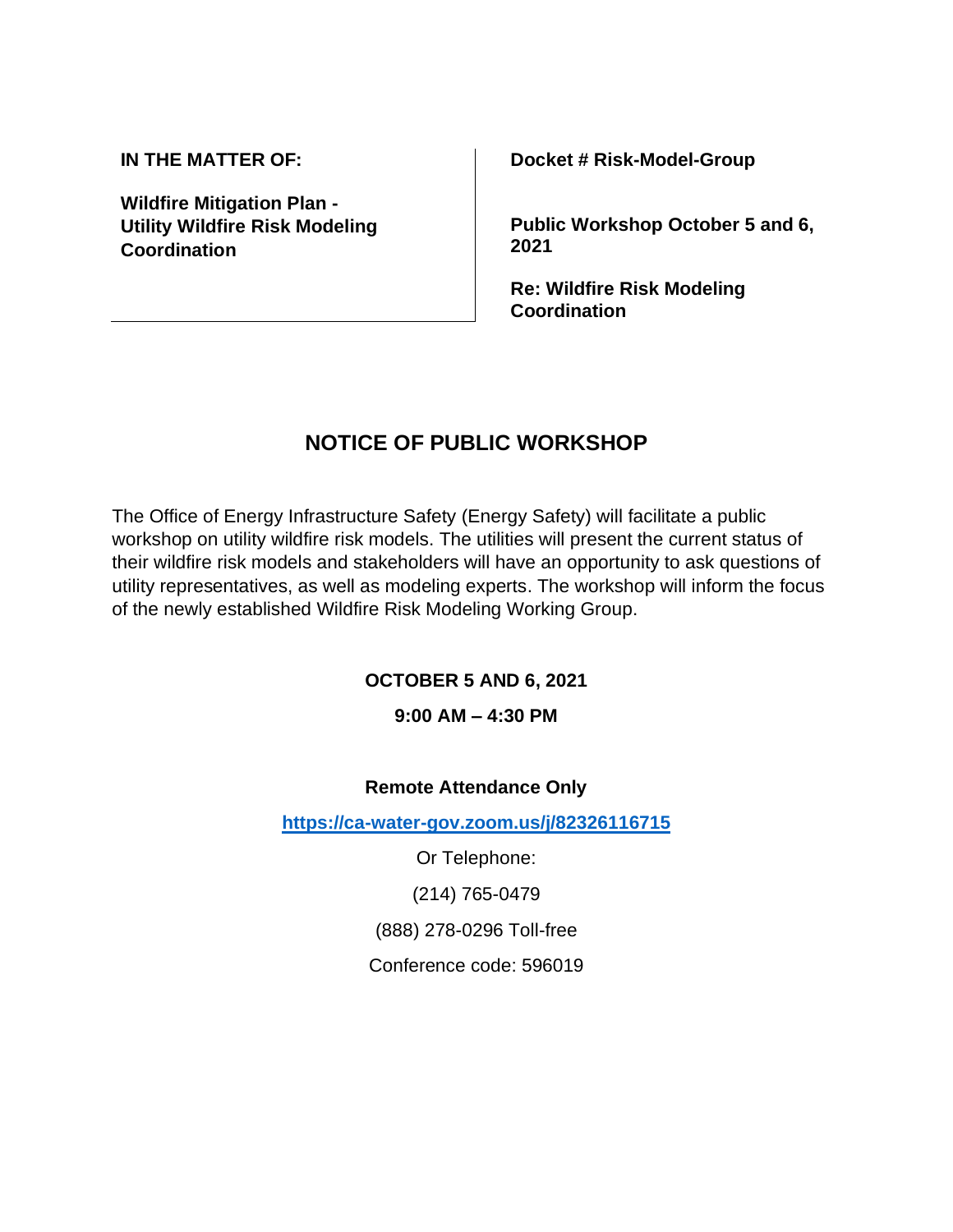**IN THE MATTER OF:**

**Wildfire Mitigation Plan - Utility Wildfire Risk Modeling Coordination**

**Docket # Risk-Model-Group**

**Public Workshop October 5 and 6, 2021**

**Re: Wildfire Risk Modeling Coordination**

## NOTICE OF PUBLIC WORKSHOP

The Office of Energy Infrastructure Safety (Energy Safety) will facilitate a public workshop on utility wildfire risk models. The utilities will present the current status of their wildfire risk models and stakeholders will have an opportunity to ask questions of utility representatives, as well as modeling experts. The workshop will inform the focus of the newly established Wildfire Risk Modeling Working Group.

**OCTOBER 5 AND 6, 2021**

**9:00 AM – 4:30 PM**

**Remote Attendance Only**

**https://ca-water-gov.zoom.us/j/82326116715**

Or Telephone:

(214) 765-0479

(888) 278-0296 Toll-free

Conference code: 596019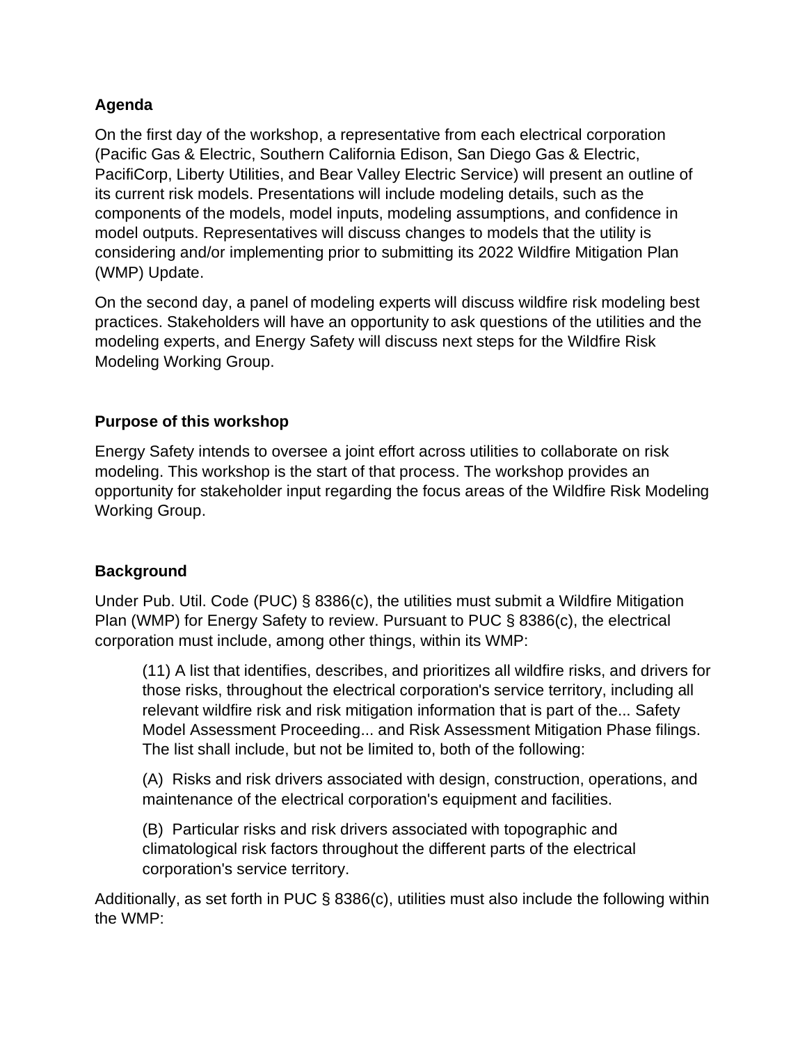**Agenda**

On the first day of the workshop, a representative from each electrical corporation (Pacific Gas & Electric, Southern California Edison, San Diego Gas & Electric, PacifiCorp, Liberty Utilities, and Bear Valley Electric Service) will present an outline of its current risk models. Presentations will include modeling details, such as the components of the models, model inputs, modeling assumptions, and confidence in model outputs. Representatives will discuss changes to models that the utility is considering and/or implementing prior to submitting its 2022 Wildfire Mitigation Plan (WMP) Update.

On the second day, a panel of modeling experts will discuss wildfire risk modeling best practices. Stakeholders will have an opportunity to ask questions of the utilities and the modeling experts, and Energy Safety will discuss next steps for the Wildfire Risk Modeling Working Group.

**Purpose of this workshop**

Energy Safety intends to oversee a joint effort across utilities to collaborate on risk modeling. This workshop is the start of that process. The workshop provides an opportunity for stakeholder input regarding the focus areas of the Wildfire Risk Modeling Working Group.

**Background**

Under Pub. Util. Code (PUC) § 8386(c), the utilities must submit a Wildfire Mitigation Plan (WMP) for Energy Safety to review. Pursuant to PUC § 8386(c), the electrical corporation must include, among other things, within its WMP:

> (11) A list that identifies, describes, and prioritizes all wildfire risks, and drivers for those risks, throughout the electrical corporation's service territory, including all relevant wildfire risk and risk mitigation information that is part of the... Safety Model Assessment Proceeding... and Risk Assessment Mitigation Phase filings. The list shall include, but not be limited to, both of the following:
>
> (A) Risks and risk drivers associated with design, construction, operations, and maintenance of the electrical corporation's equipment and facilities.
>
> (B) Particular risks and risk drivers associated with topographic and climatological risk factors throughout the different parts of the electrical corporation's service territory.

Additionally, as set forth in PUC § 8386(c), utilities must also include the following within the WMP: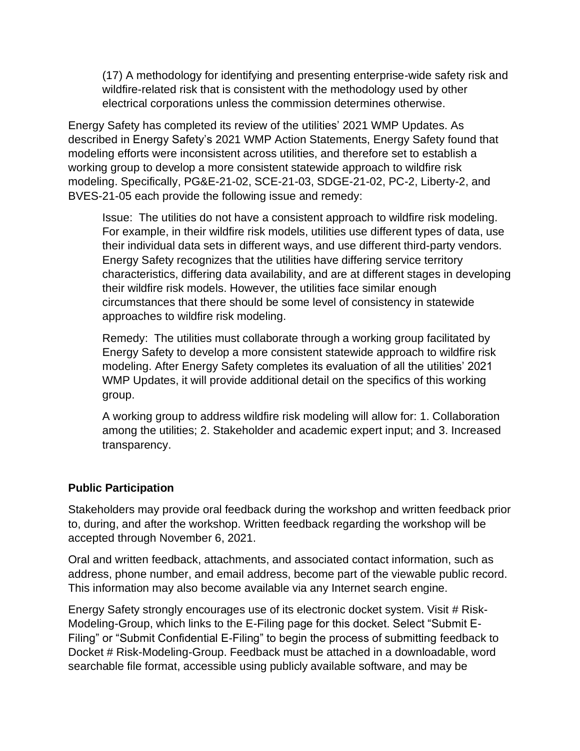(17) A methodology for identifying and presenting enterprise-wide safety risk and wildfire-related risk that is consistent with the methodology used by other electrical corporations unless the commission determines otherwise.

Energy Safety has completed its review of the utilities' 2021 WMP Updates. As described in Energy Safety's 2021 WMP Action Statements, Energy Safety found that modeling efforts were inconsistent across utilities, and therefore set to establish a working group to develop a more consistent statewide approach to wildfire risk modeling. Specifically, PG&E-21-02, SCE-21-03, SDGE-21-02, PC-2, Liberty-2, and BVES-21-05 each provide the following issue and remedy:

> Issue: The utilities do not have a consistent approach to wildfire risk modeling. For example, in their wildfire risk models, utilities use different types of data, use their individual data sets in different ways, and use different third-party vendors. Energy Safety recognizes that the utilities have differing service territory characteristics, differing data availability, and are at different stages in developing their wildfire risk models. However, the utilities face similar enough circumstances that there should be some level of consistency in statewide approaches to wildfire risk modeling.
>
> Remedy: The utilities must collaborate through a working group facilitated by Energy Safety to develop a more consistent statewide approach to wildfire risk modeling. After Energy Safety completes its evaluation of all the utilities' 2021 WMP Updates, it will provide additional detail on the specifics of this working group.
>
> A working group to address wildfire risk modeling will allow for: 1. Collaboration among the utilities; 2. Stakeholder and academic expert input; and 3. Increased transparency.

**Public Participation**

Stakeholders may provide oral feedback during the workshop and written feedback prior to, during, and after the workshop. Written feedback regarding the workshop will be accepted through November 6, 2021.

Oral and written feedback, attachments, and associated contact information, such as address, phone number, and email address, become part of the viewable public record. This information may also become available via any Internet search engine.

Energy Safety strongly encourages use of its electronic docket system. Visit # Risk-Modeling-Group, which links to the E-Filing page for this docket. Select "Submit E-Filing" or "Submit Confidential E-Filing" to begin the process of submitting feedback to Docket # Risk-Modeling-Group. Feedback must be attached in a downloadable, word searchable file format, accessible using publicly available software, and may be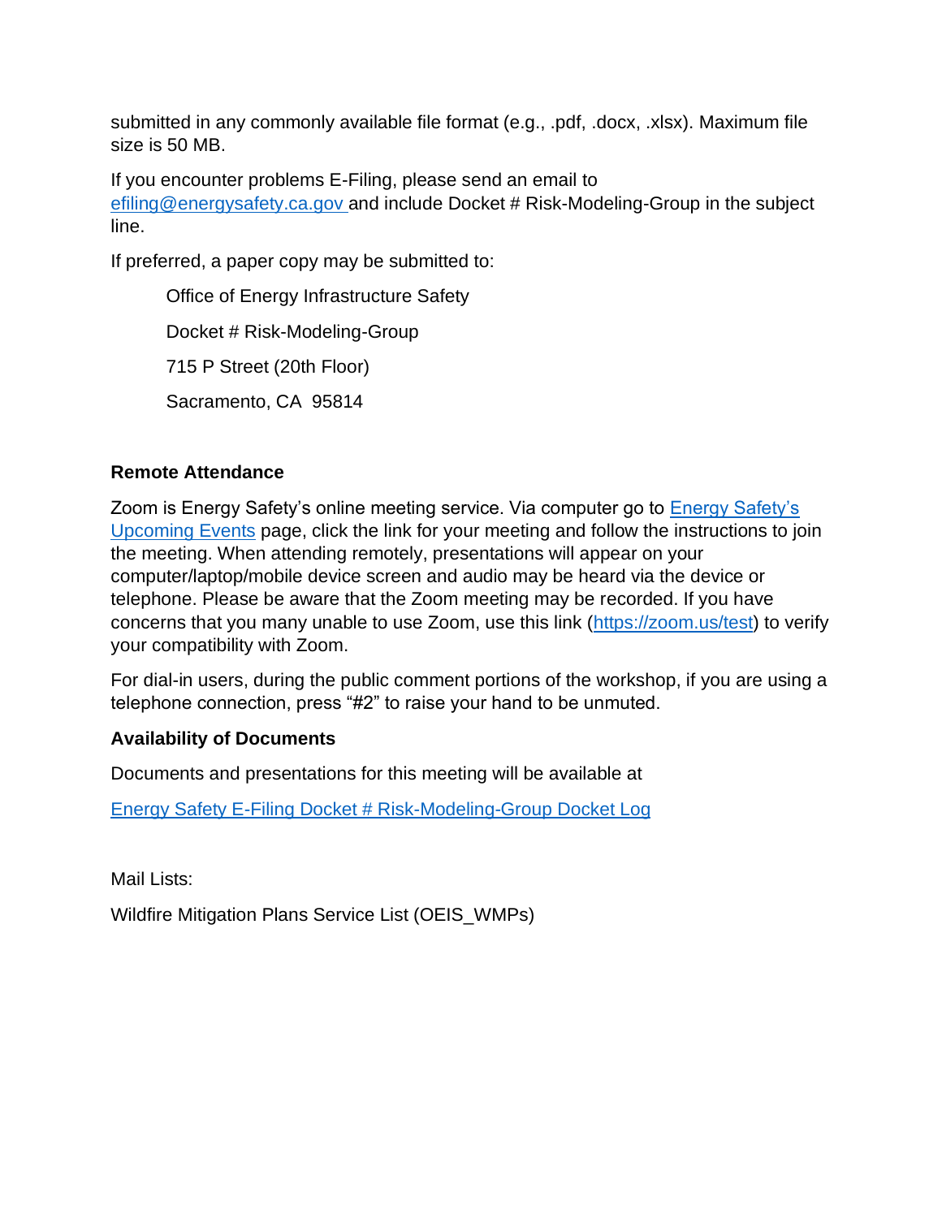submitted in any commonly available file format (e.g., .pdf, .docx, .xlsx). Maximum file size is 50 MB.

If you encounter problems E-Filing, please send an email to efiling@energysafety.ca.gov and include Docket # Risk-Modeling-Group in the subject line.

If preferred, a paper copy may be submitted to:

> Office of Energy Infrastructure Safety
>
> Docket # Risk-Modeling-Group
>
> 715 P Street (20th Floor)
>
> Sacramento, CA  95814

**Remote Attendance**

Zoom is Energy Safety's online meeting service. Via computer go to Energy Safety's Upcoming Events page, click the link for your meeting and follow the instructions to join the meeting. When attending remotely, presentations will appear on your computer/laptop/mobile device screen and audio may be heard via the device or telephone. Please be aware that the Zoom meeting may be recorded. If you have concerns that you many unable to use Zoom, use this link (https://zoom.us/test) to verify your compatibility with Zoom.

For dial-in users, during the public comment portions of the workshop, if you are using a telephone connection, press "#2" to raise your hand to be unmuted.

**Availability of Documents**

Documents and presentations for this meeting will be available at

Energy Safety E-Filing Docket # Risk-Modeling-Group Docket Log

Mail Lists:

Wildfire Mitigation Plans Service List (OEIS_WMPs)